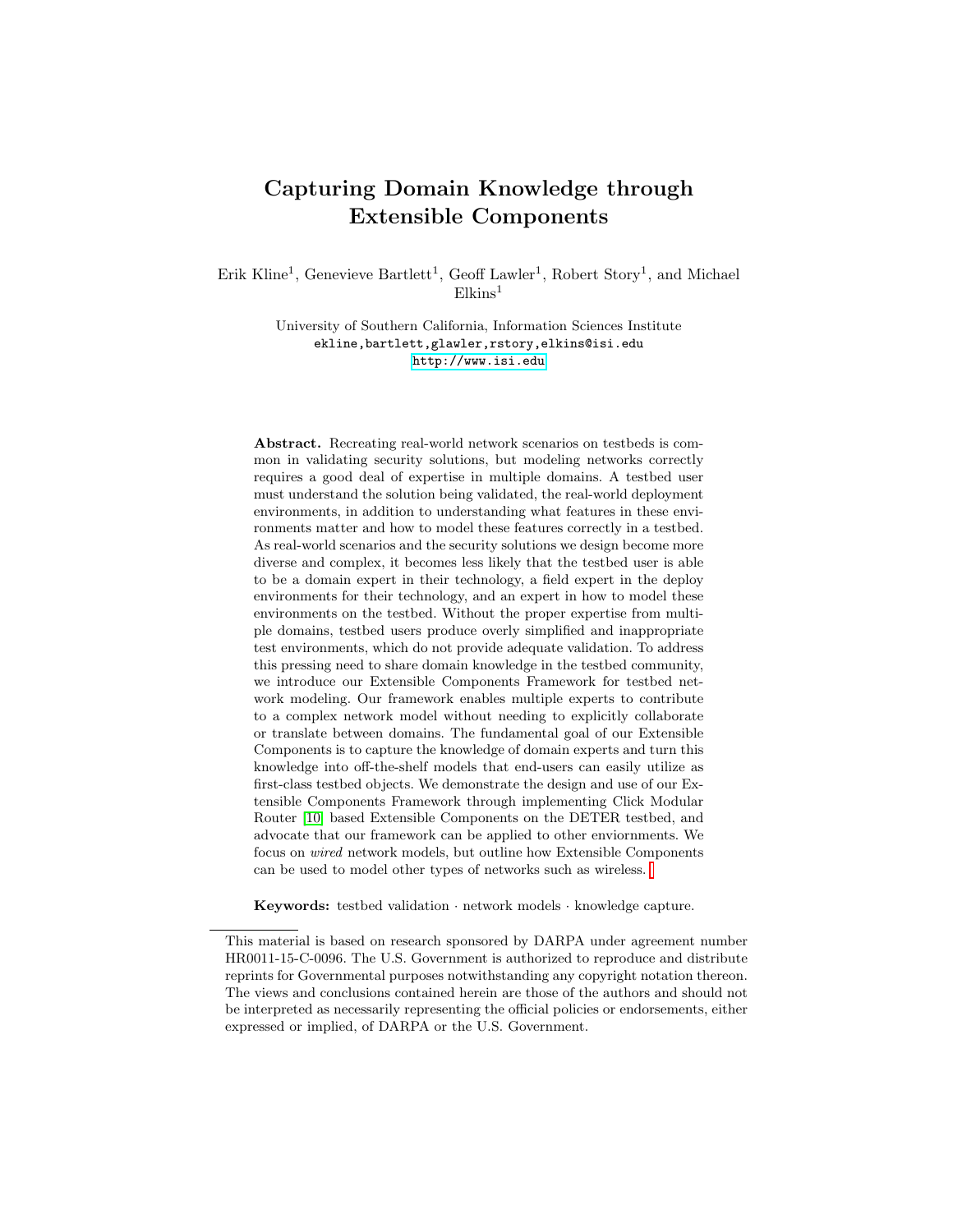# Capturing Domain Knowledge through Extensible Components

Erik Kline[1], Genevieve Bartlett[1], Geoff Lawler[1], Robert Story[1], and Michael Elkins[1]

University of Southern California, Information Sciences Institute
ekline,bartlett,glawler,rstory,elkins@isi.edu
http://www.isi.edu

**Abstract.** Recreating real-world network scenarios on testbeds is common in validating security solutions, but modeling networks correctly requires a good deal of expertise in multiple domains. A testbed user must understand the solution being validated, the real-world deployment environments, in addition to understanding what features in these environments matter and how to model these features correctly in a testbed. As real-world scenarios and the security solutions we design become more diverse and complex, it becomes less likely that the testbed user is able to be a domain expert in their technology, a field expert in the deploy environments for their technology, and an expert in how to model these environments on the testbed. Without the proper expertise from multiple domains, testbed users produce overly simplified and inappropriate test environments, which do not provide adequate validation. To address this pressing need to share domain knowledge in the testbed community, we introduce our Extensible Components Framework for testbed network modeling. Our framework enables multiple experts to contribute to a complex network model without needing to explicitly collaborate or translate between domains. The fundamental goal of our Extensible Components is to capture the knowledge of domain experts and turn this knowledge into off-the-shelf models that end-users can easily utilize as first-class testbed objects. We demonstrate the design and use of our Extensible Components Framework through implementing Click Modular Router [10] based Extensible Components on the DETER testbed, and advocate that our framework can be applied to other enviornments. We focus on *wired* network models, but outline how Extensible Components can be used to model other types of networks such as wireless.

**Keywords:** testbed validation · network models · knowledge capture.

This material is based on research sponsored by DARPA under agreement number HR0011-15-C-0096. The U.S. Government is authorized to reproduce and distribute reprints for Governmental purposes notwithstanding any copyright notation thereon. The views and conclusions contained herein are those of the authors and should not be interpreted as necessarily representing the official policies or endorsements, either expressed or implied, of DARPA or the U.S. Government.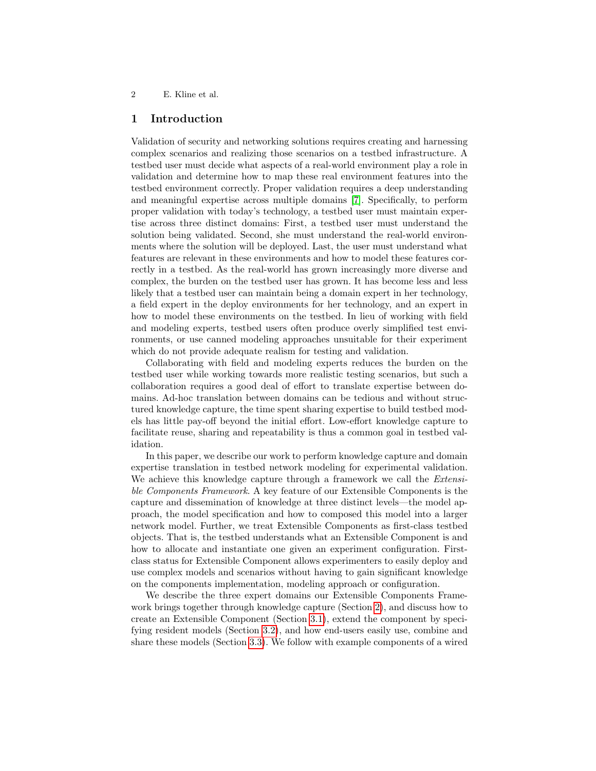## 1 Introduction

Validation of security and networking solutions requires creating and harnessing complex scenarios and realizing those scenarios on a testbed infrastructure. A testbed user must decide what aspects of a real-world environment play a role in validation and determine how to map these real environment features into the testbed environment correctly. Proper validation requires a deep understanding and meaningful expertise across multiple domains [7]. Specifically, to perform proper validation with today's technology, a testbed user must maintain expertise across three distinct domains: First, a testbed user must understand the solution being validated. Second, she must understand the real-world environments where the solution will be deployed. Last, the user must understand what features are relevant in these environments and how to model these features correctly in a testbed. As the real-world has grown increasingly more diverse and complex, the burden on the testbed user has grown. It has become less and less likely that a testbed user can maintain being a domain expert in her technology, a field expert in the deploy environments for her technology, and an expert in how to model these environments on the testbed. In lieu of working with field and modeling experts, testbed users often produce overly simplified test environments, or use canned modeling approaches unsuitable for their experiment which do not provide adequate realism for testing and validation.

Collaborating with field and modeling experts reduces the burden on the testbed user while working towards more realistic testing scenarios, but such a collaboration requires a good deal of effort to translate expertise between domains. Ad-hoc translation between domains can be tedious and without structured knowledge capture, the time spent sharing expertise to build testbed models has little pay-off beyond the initial effort. Low-effort knowledge capture to facilitate reuse, sharing and repeatability is thus a common goal in testbed validation.

In this paper, we describe our work to perform knowledge capture and domain expertise translation in testbed network modeling for experimental validation. We achieve this knowledge capture through a framework we call the *Extensible Components Framework*. A key feature of our Extensible Components is the capture and dissemination of knowledge at three distinct levels—the model approach, the model specification and how to composed this model into a larger network model. Further, we treat Extensible Components as first-class testbed objects. That is, the testbed understands what an Extensible Component is and how to allocate and instantiate one given an experiment configuration. First-class status for Extensible Component allows experimenters to easily deploy and use complex models and scenarios without having to gain significant knowledge on the components implementation, modeling approach or configuration.

We describe the three expert domains our Extensible Components Framework brings together through knowledge capture (Section 2), and discuss how to create an Extensible Component (Section 3.1), extend the component by specifying resident models (Section 3.2), and how end-users easily use, combine and share these models (Section 3.3). We follow with example components of a wired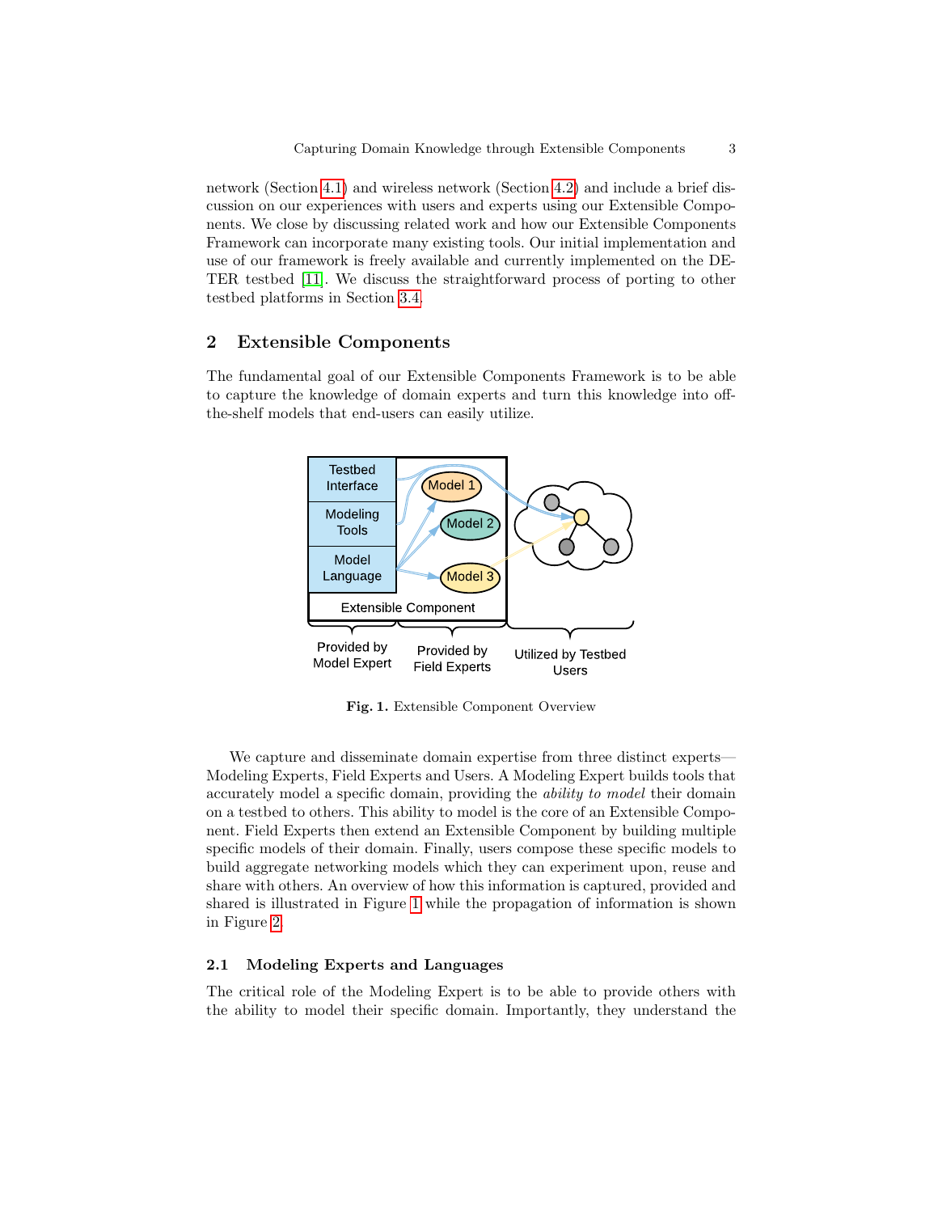network (Section 4.1) and wireless network (Section 4.2) and include a brief discussion on our experiences with users and experts using our Extensible Components. We close by discussing related work and how our Extensible Components Framework can incorporate many existing tools. Our initial implementation and use of our framework is freely available and currently implemented on the DETER testbed [11]. We discuss the straightforward process of porting to other testbed platforms in Section 3.4.

## 2 Extensible Components

The fundamental goal of our Extensible Components Framework is to be able to capture the knowledge of domain experts and turn this knowledge into off-the-shelf models that end-users can easily utilize.

**Fig. 1.** Extensible Component Overview

We capture and disseminate domain expertise from three distinct experts—Modeling Experts, Field Experts and Users. A Modeling Expert builds tools that accurately model a specific domain, providing the *ability to model* their domain on a testbed to others. This ability to model is the core of an Extensible Component. Field Experts then extend an Extensible Component by building multiple specific models of their domain. Finally, users compose these specific models to build aggregate networking models which they can experiment upon, reuse and share with others. An overview of how this information is captured, provided and shared is illustrated in Figure 1 while the propagation of information is shown in Figure 2.

### 2.1 Modeling Experts and Languages

The critical role of the Modeling Expert is to be able to provide others with the ability to model their specific domain. Importantly, they understand the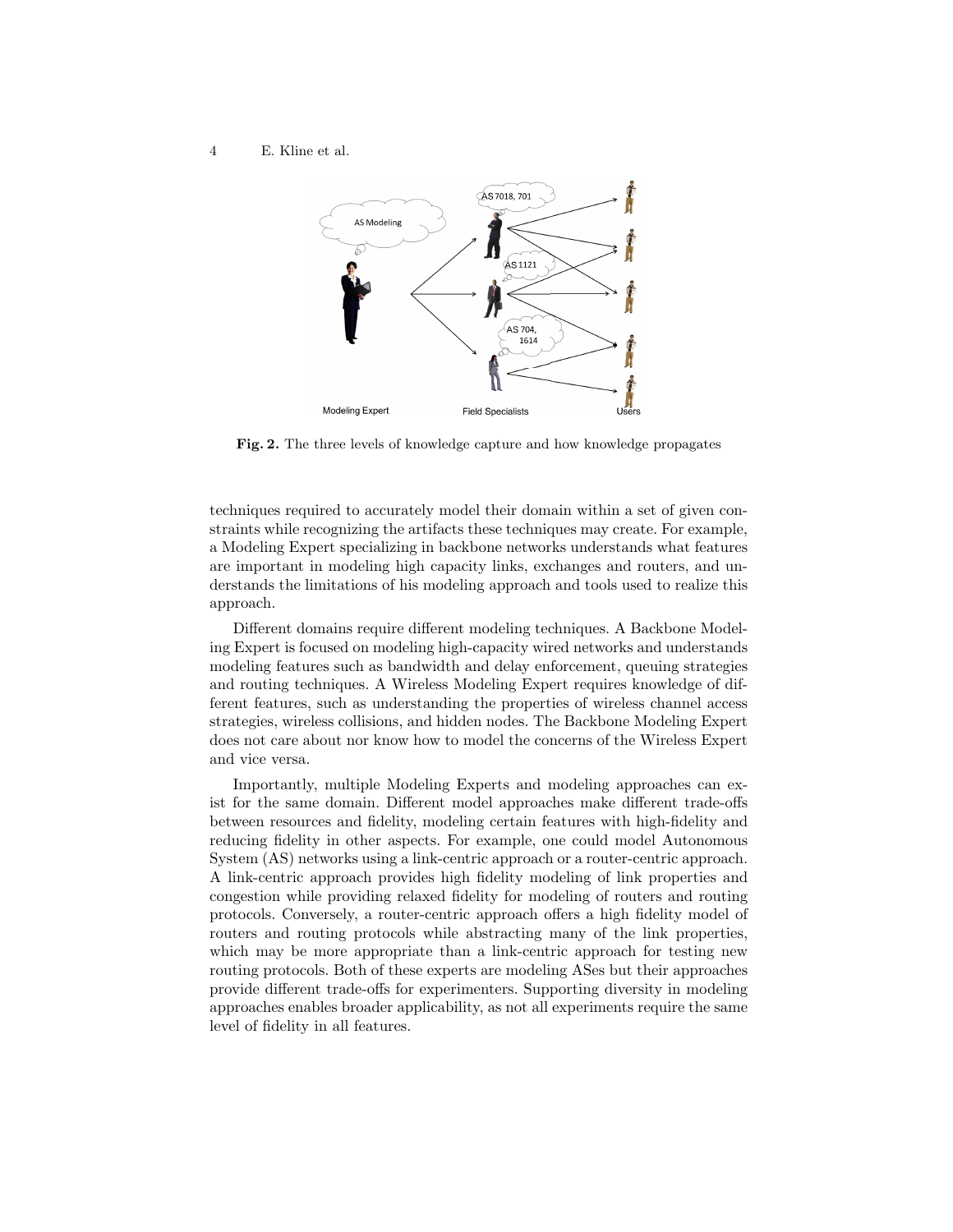**Fig. 2.** The three levels of knowledge capture and how knowledge propagates

techniques required to accurately model their domain within a set of given constraints while recognizing the artifacts these techniques may create. For example, a Modeling Expert specializing in backbone networks understands what features are important in modeling high capacity links, exchanges and routers, and understands the limitations of his modeling approach and tools used to realize this approach.

Different domains require different modeling techniques. A Backbone Modeling Expert is focused on modeling high-capacity wired networks and understands modeling features such as bandwidth and delay enforcement, queuing strategies and routing techniques. A Wireless Modeling Expert requires knowledge of different features, such as understanding the properties of wireless channel access strategies, wireless collisions, and hidden nodes. The Backbone Modeling Expert does not care about nor know how to model the concerns of the Wireless Expert and vice versa.

Importantly, multiple Modeling Experts and modeling approaches can exist for the same domain. Different model approaches make different trade-offs between resources and fidelity, modeling certain features with high-fidelity and reducing fidelity in other aspects. For example, one could model Autonomous System (AS) networks using a link-centric approach or a router-centric approach. A link-centric approach provides high fidelity modeling of link properties and congestion while providing relaxed fidelity for modeling of routers and routing protocols. Conversely, a router-centric approach offers a high fidelity model of routers and routing protocols while abstracting many of the link properties, which may be more appropriate than a link-centric approach for testing new routing protocols. Both of these experts are modeling ASes but their approaches provide different trade-offs for experimenters. Supporting diversity in modeling approaches enables broader applicability, as not all experiments require the same level of fidelity in all features.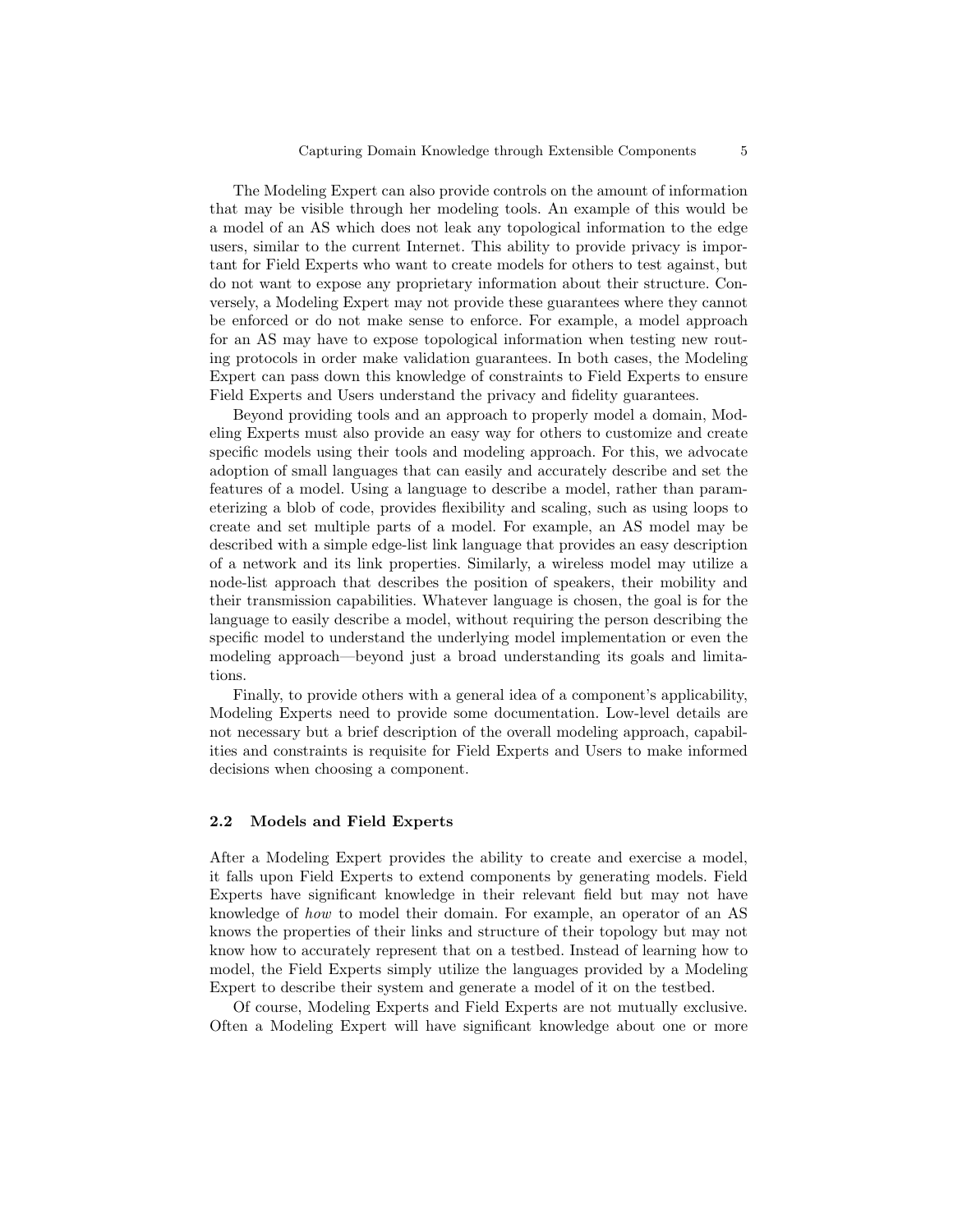The Modeling Expert can also provide controls on the amount of information that may be visible through her modeling tools. An example of this would be a model of an AS which does not leak any topological information to the edge users, similar to the current Internet. This ability to provide privacy is important for Field Experts who want to create models for others to test against, but do not want to expose any proprietary information about their structure. Conversely, a Modeling Expert may not provide these guarantees where they cannot be enforced or do not make sense to enforce. For example, a model approach for an AS may have to expose topological information when testing new routing protocols in order make validation guarantees. In both cases, the Modeling Expert can pass down this knowledge of constraints to Field Experts to ensure Field Experts and Users understand the privacy and fidelity guarantees.

Beyond providing tools and an approach to properly model a domain, Modeling Experts must also provide an easy way for others to customize and create specific models using their tools and modeling approach. For this, we advocate adoption of small languages that can easily and accurately describe and set the features of a model. Using a language to describe a model, rather than parameterizing a blob of code, provides flexibility and scaling, such as using loops to create and set multiple parts of a model. For example, an AS model may be described with a simple edge-list link language that provides an easy description of a network and its link properties. Similarly, a wireless model may utilize a node-list approach that describes the position of speakers, their mobility and their transmission capabilities. Whatever language is chosen, the goal is for the language to easily describe a model, without requiring the person describing the specific model to understand the underlying model implementation or even the modeling approach—beyond just a broad understanding its goals and limitations.

Finally, to provide others with a general idea of a component's applicability, Modeling Experts need to provide some documentation. Low-level details are not necessary but a brief description of the overall modeling approach, capabilities and constraints is requisite for Field Experts and Users to make informed decisions when choosing a component.

### 2.2 Models and Field Experts

After a Modeling Expert provides the ability to create and exercise a model, it falls upon Field Experts to extend components by generating models. Field Experts have significant knowledge in their relevant field but may not have knowledge of *how* to model their domain. For example, an operator of an AS knows the properties of their links and structure of their topology but may not know how to accurately represent that on a testbed. Instead of learning how to model, the Field Experts simply utilize the languages provided by a Modeling Expert to describe their system and generate a model of it on the testbed.

Of course, Modeling Experts and Field Experts are not mutually exclusive. Often a Modeling Expert will have significant knowledge about one or more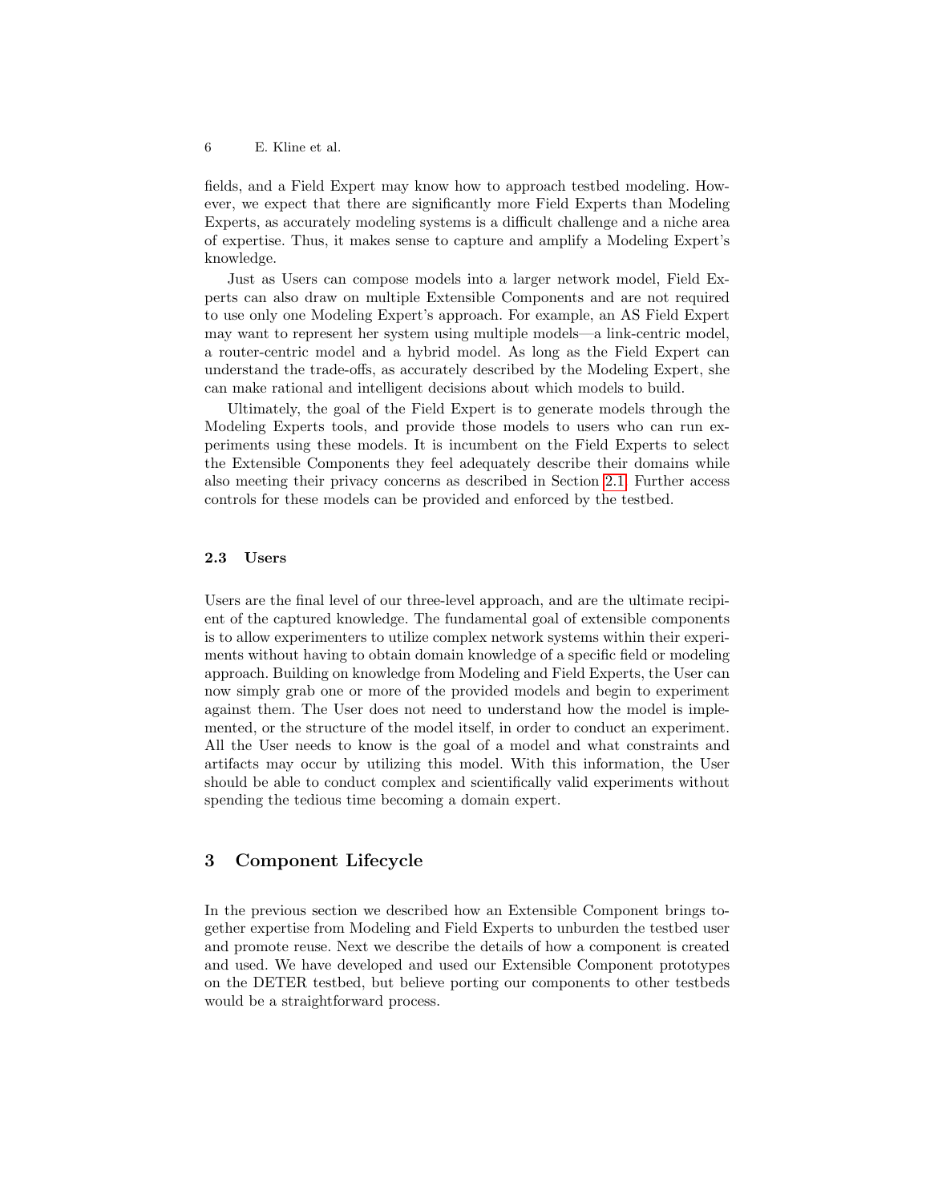fields, and a Field Expert may know how to approach testbed modeling. However, we expect that there are significantly more Field Experts than Modeling Experts, as accurately modeling systems is a difficult challenge and a niche area of expertise. Thus, it makes sense to capture and amplify a Modeling Expert's knowledge.

Just as Users can compose models into a larger network model, Field Experts can also draw on multiple Extensible Components and are not required to use only one Modeling Expert's approach. For example, an AS Field Expert may want to represent her system using multiple models—a link-centric model, a router-centric model and a hybrid model. As long as the Field Expert can understand the trade-offs, as accurately described by the Modeling Expert, she can make rational and intelligent decisions about which models to build.

Ultimately, the goal of the Field Expert is to generate models through the Modeling Experts tools, and provide those models to users who can run experiments using these models. It is incumbent on the Field Experts to select the Extensible Components they feel adequately describe their domains while also meeting their privacy concerns as described in Section 2.1. Further access controls for these models can be provided and enforced by the testbed.

### 2.3 Users

Users are the final level of our three-level approach, and are the ultimate recipient of the captured knowledge. The fundamental goal of extensible components is to allow experimenters to utilize complex network systems within their experiments without having to obtain domain knowledge of a specific field or modeling approach. Building on knowledge from Modeling and Field Experts, the User can now simply grab one or more of the provided models and begin to experiment against them. The User does not need to understand how the model is implemented, or the structure of the model itself, in order to conduct an experiment. All the User needs to know is the goal of a model and what constraints and artifacts may occur by utilizing this model. With this information, the User should be able to conduct complex and scientifically valid experiments without spending the tedious time becoming a domain expert.

## 3 Component Lifecycle

In the previous section we described how an Extensible Component brings together expertise from Modeling and Field Experts to unburden the testbed user and promote reuse. Next we describe the details of how a component is created and used. We have developed and used our Extensible Component prototypes on the DETER testbed, but believe porting our components to other testbeds would be a straightforward process.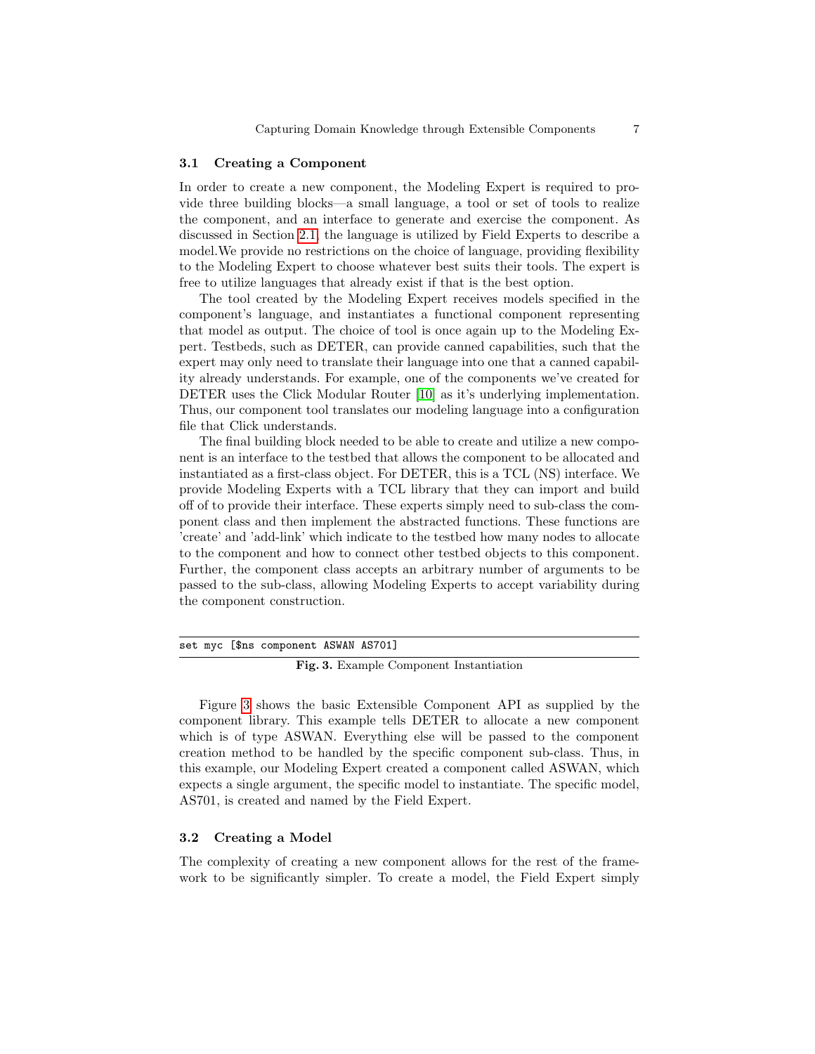### 3.1 Creating a Component

In order to create a new component, the Modeling Expert is required to provide three building blocks—a small language, a tool or set of tools to realize the component, and an interface to generate and exercise the component. As discussed in Section 2.1, the language is utilized by Field Experts to describe a model.We provide no restrictions on the choice of language, providing flexibility to the Modeling Expert to choose whatever best suits their tools. The expert is free to utilize languages that already exist if that is the best option.

The tool created by the Modeling Expert receives models specified in the component's language, and instantiates a functional component representing that model as output. The choice of tool is once again up to the Modeling Expert. Testbeds, such as DETER, can provide canned capabilities, such that the expert may only need to translate their language into one that a canned capability already understands. For example, one of the components we've created for DETER uses the Click Modular Router [10] as it's underlying implementation. Thus, our component tool translates our modeling language into a configuration file that Click understands.

The final building block needed to be able to create and utilize a new component is an interface to the testbed that allows the component to be allocated and instantiated as a first-class object. For DETER, this is a TCL (NS) interface. We provide Modeling Experts with a TCL library that they can import and build off of to provide their interface. These experts simply need to sub-class the component class and then implement the abstracted functions. These functions are 'create' and 'add-link' which indicate to the testbed how many nodes to allocate to the component and how to connect other testbed objects to this component. Further, the component class accepts an arbitrary number of arguments to be passed to the sub-class, allowing Modeling Experts to accept variability during the component construction.

```
set myc [$ns component ASWAN AS701]
```

**Fig. 3.** Example Component Instantiation

Figure 3 shows the basic Extensible Component API as supplied by the component library. This example tells DETER to allocate a new component which is of type ASWAN. Everything else will be passed to the component creation method to be handled by the specific component sub-class. Thus, in this example, our Modeling Expert created a component called ASWAN, which expects a single argument, the specific model to instantiate. The specific model, AS701, is created and named by the Field Expert.

### 3.2 Creating a Model

The complexity of creating a new component allows for the rest of the framework to be significantly simpler. To create a model, the Field Expert simply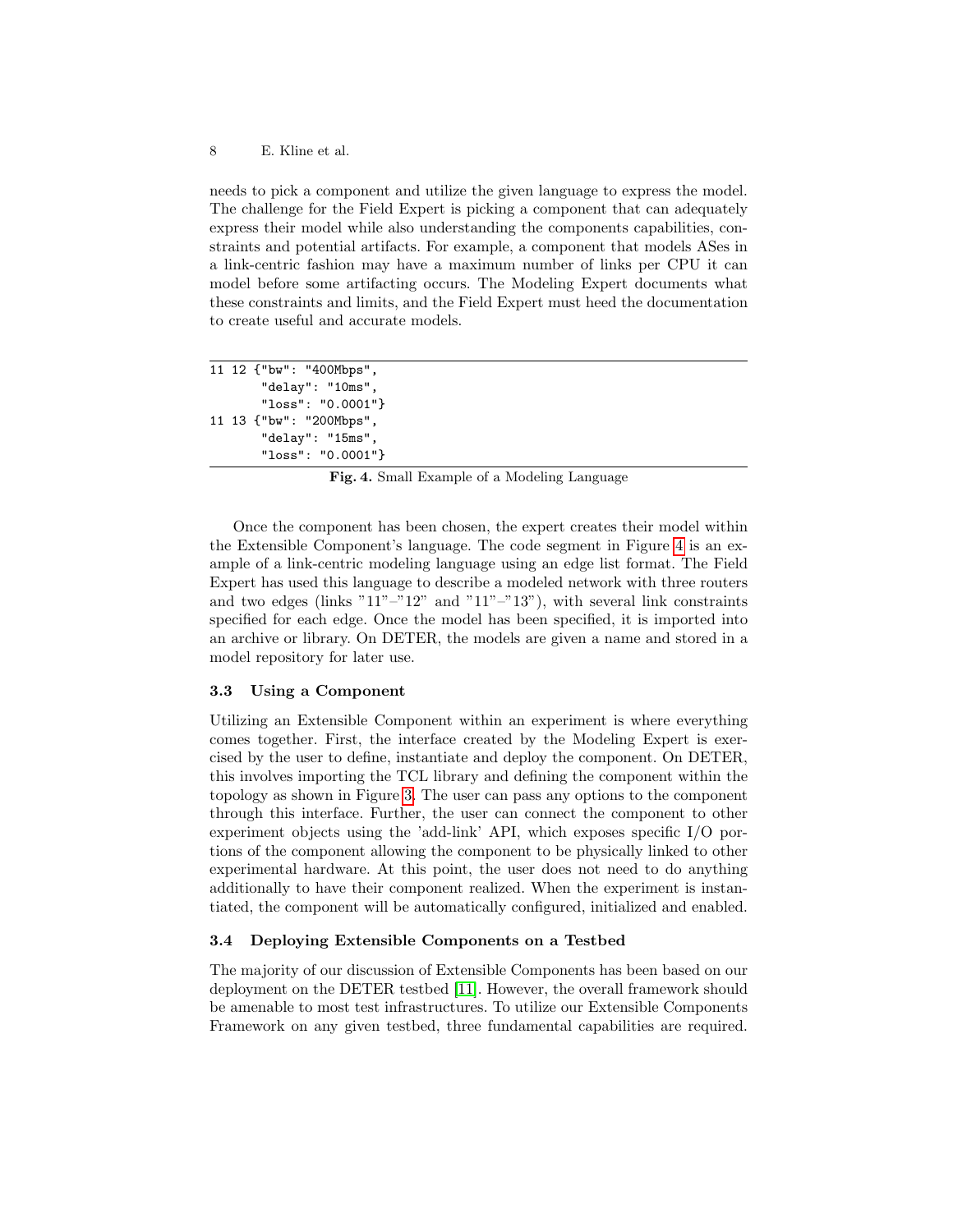needs to pick a component and utilize the given language to express the model. The challenge for the Field Expert is picking a component that can adequately express their model while also understanding the components capabilities, constraints and potential artifacts. For example, a component that models ASes in a link-centric fashion may have a maximum number of links per CPU it can model before some artifacting occurs. The Modeling Expert documents what these constraints and limits, and the Field Expert must heed the documentation to create useful and accurate models.

```
11 12 {"bw": "400Mbps",
       "delay": "10ms",
       "loss": "0.0001"}
11 13 {"bw": "200Mbps",
       "delay": "15ms",
       "loss": "0.0001"}
```

**Fig. 4.** Small Example of a Modeling Language

Once the component has been chosen, the expert creates their model within the Extensible Component's language. The code segment in Figure 4 is an example of a link-centric modeling language using an edge list format. The Field Expert has used this language to describe a modeled network with three routers and two edges (links "11"–"12" and "11"–"13"), with several link constraints specified for each edge. Once the model has been specified, it is imported into an archive or library. On DETER, the models are given a name and stored in a model repository for later use.

### 3.3 Using a Component

Utilizing an Extensible Component within an experiment is where everything comes together. First, the interface created by the Modeling Expert is exercised by the user to define, instantiate and deploy the component. On DETER, this involves importing the TCL library and defining the component within the topology as shown in Figure 3. The user can pass any options to the component through this interface. Further, the user can connect the component to other experiment objects using the 'add-link' API, which exposes specific I/O portions of the component allowing the component to be physically linked to other experimental hardware. At this point, the user does not need to do anything additionally to have their component realized. When the experiment is instantiated, the component will be automatically configured, initialized and enabled.

### 3.4 Deploying Extensible Components on a Testbed

The majority of our discussion of Extensible Components has been based on our deployment on the DETER testbed [11]. However, the overall framework should be amenable to most test infrastructures. To utilize our Extensible Components Framework on any given testbed, three fundamental capabilities are required.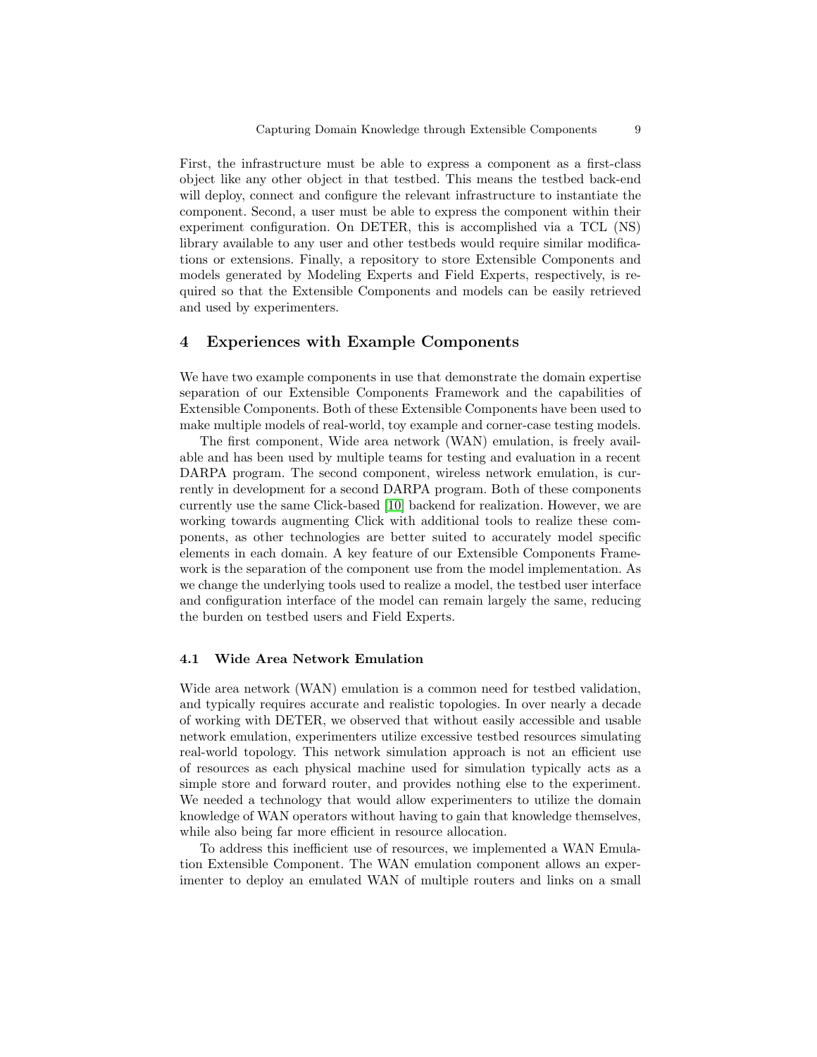First, the infrastructure must be able to express a component as a first-class object like any other object in that testbed. This means the testbed back-end will deploy, connect and configure the relevant infrastructure to instantiate the component. Second, a user must be able to express the component within their experiment configuration. On DETER, this is accomplished via a TCL (NS) library available to any user and other testbeds would require similar modifications or extensions. Finally, a repository to store Extensible Components and models generated by Modeling Experts and Field Experts, respectively, is required so that the Extensible Components and models can be easily retrieved and used by experimenters.

## 4 Experiences with Example Components

We have two example components in use that demonstrate the domain expertise separation of our Extensible Components Framework and the capabilities of Extensible Components. Both of these Extensible Components have been used to make multiple models of real-world, toy example and corner-case testing models.

The first component, Wide area network (WAN) emulation, is freely available and has been used by multiple teams for testing and evaluation in a recent DARPA program. The second component, wireless network emulation, is currently in development for a second DARPA program. Both of these components currently use the same Click-based [10] backend for realization. However, we are working towards augmenting Click with additional tools to realize these components, as other technologies are better suited to accurately model specific elements in each domain. A key feature of our Extensible Components Framework is the separation of the component use from the model implementation. As we change the underlying tools used to realize a model, the testbed user interface and configuration interface of the model can remain largely the same, reducing the burden on testbed users and Field Experts.

### 4.1 Wide Area Network Emulation

Wide area network (WAN) emulation is a common need for testbed validation, and typically requires accurate and realistic topologies. In over nearly a decade of working with DETER, we observed that without easily accessible and usable network emulation, experimenters utilize excessive testbed resources simulating real-world topology. This network simulation approach is not an efficient use of resources as each physical machine used for simulation typically acts as a simple store and forward router, and provides nothing else to the experiment. We needed a technology that would allow experimenters to utilize the domain knowledge of WAN operators without having to gain that knowledge themselves, while also being far more efficient in resource allocation.

To address this inefficient use of resources, we implemented a WAN Emulation Extensible Component. The WAN emulation component allows an experimenter to deploy an emulated WAN of multiple routers and links on a small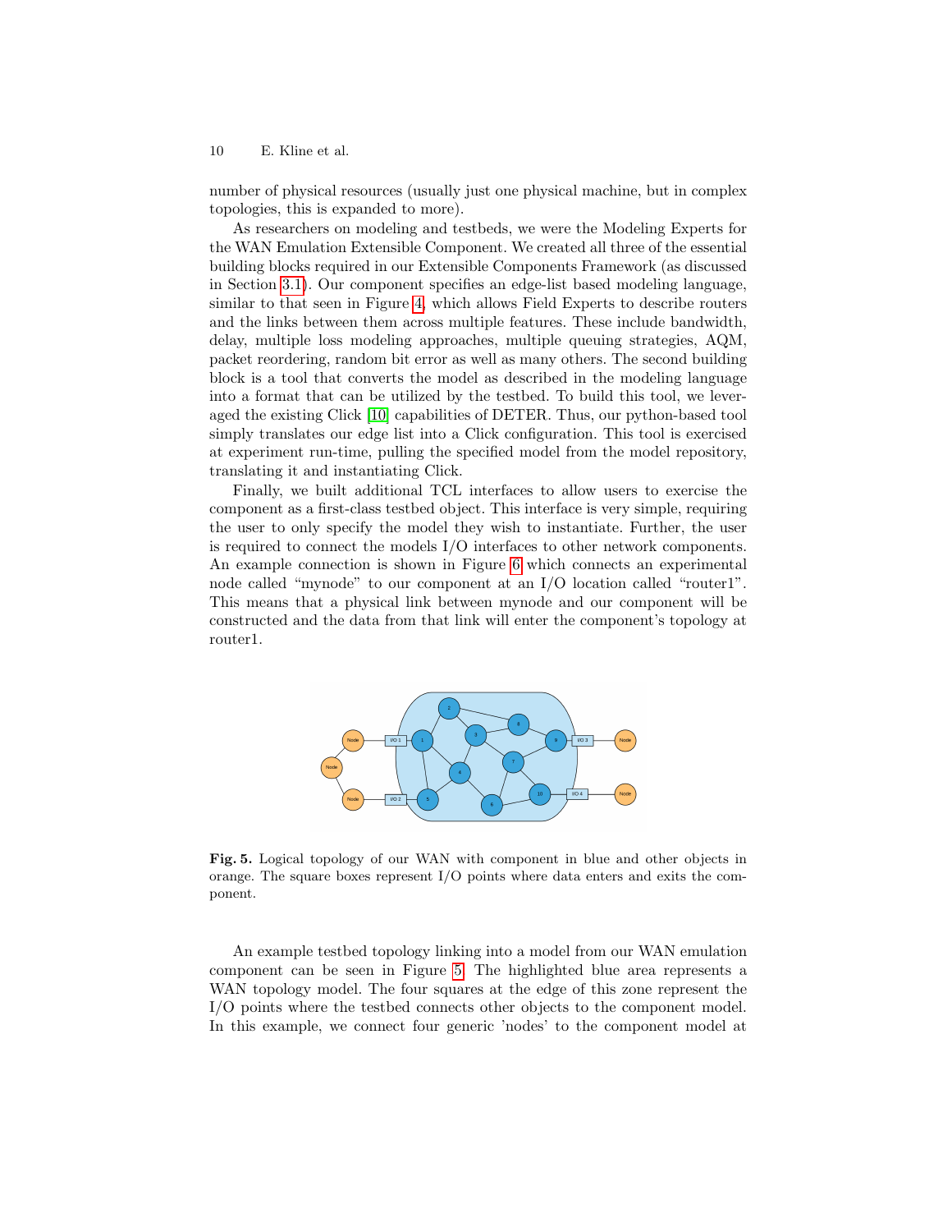number of physical resources (usually just one physical machine, but in complex topologies, this is expanded to more).

As researchers on modeling and testbeds, we were the Modeling Experts for the WAN Emulation Extensible Component. We created all three of the essential building blocks required in our Extensible Components Framework (as discussed in Section 3.1). Our component specifies an edge-list based modeling language, similar to that seen in Figure 4, which allows Field Experts to describe routers and the links between them across multiple features. These include bandwidth, delay, multiple loss modeling approaches, multiple queuing strategies, AQM, packet reordering, random bit error as well as many others. The second building block is a tool that converts the model as described in the modeling language into a format that can be utilized by the testbed. To build this tool, we leveraged the existing Click [10] capabilities of DETER. Thus, our python-based tool simply translates our edge list into a Click configuration. This tool is exercised at experiment run-time, pulling the specified model from the model repository, translating it and instantiating Click.

Finally, we built additional TCL interfaces to allow users to exercise the component as a first-class testbed object. This interface is very simple, requiring the user to only specify the model they wish to instantiate. Further, the user is required to connect the models I/O interfaces to other network components. An example connection is shown in Figure 6 which connects an experimental node called "mynode" to our component at an I/O location called "router1". This means that a physical link between mynode and our component will be constructed and the data from that link will enter the component's topology at router1.

**Fig. 5.** Logical topology of our WAN with component in blue and other objects in orange. The square boxes represent I/O points where data enters and exits the component.

An example testbed topology linking into a model from our WAN emulation component can be seen in Figure 5. The highlighted blue area represents a WAN topology model. The four squares at the edge of this zone represent the I/O points where the testbed connects other objects to the component model. In this example, we connect four generic 'nodes' to the component model at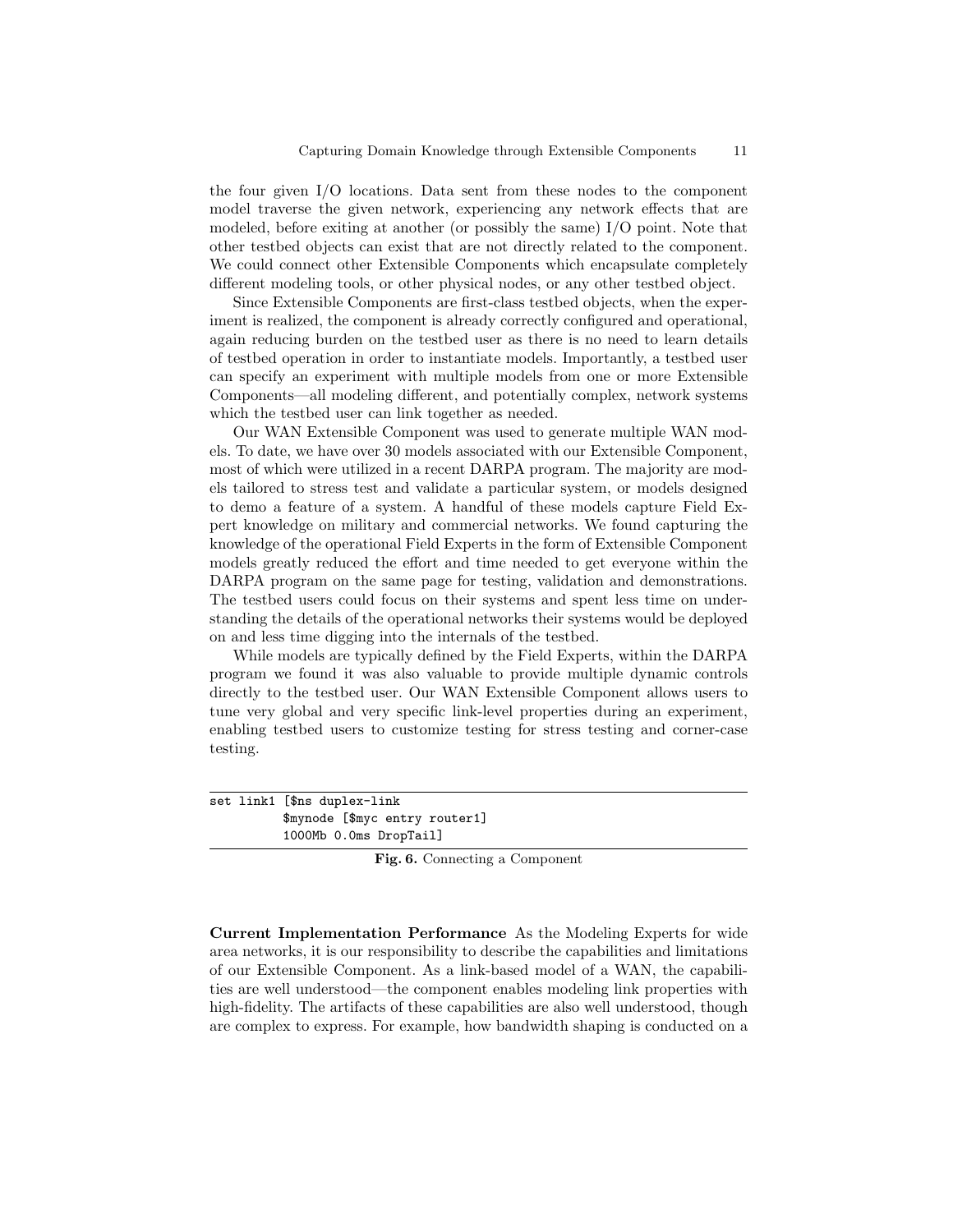the four given I/O locations. Data sent from these nodes to the component model traverse the given network, experiencing any network effects that are modeled, before exiting at another (or possibly the same) I/O point. Note that other testbed objects can exist that are not directly related to the component. We could connect other Extensible Components which encapsulate completely different modeling tools, or other physical nodes, or any other testbed object.

Since Extensible Components are first-class testbed objects, when the experiment is realized, the component is already correctly configured and operational, again reducing burden on the testbed user as there is no need to learn details of testbed operation in order to instantiate models. Importantly, a testbed user can specify an experiment with multiple models from one or more Extensible Components—all modeling different, and potentially complex, network systems which the testbed user can link together as needed.

Our WAN Extensible Component was used to generate multiple WAN models. To date, we have over 30 models associated with our Extensible Component, most of which were utilized in a recent DARPA program. The majority are models tailored to stress test and validate a particular system, or models designed to demo a feature of a system. A handful of these models capture Field Expert knowledge on military and commercial networks. We found capturing the knowledge of the operational Field Experts in the form of Extensible Component models greatly reduced the effort and time needed to get everyone within the DARPA program on the same page for testing, validation and demonstrations. The testbed users could focus on their systems and spent less time on understanding the details of the operational networks their systems would be deployed on and less time digging into the internals of the testbed.

While models are typically defined by the Field Experts, within the DARPA program we found it was also valuable to provide multiple dynamic controls directly to the testbed user. Our WAN Extensible Component allows users to tune very global and very specific link-level properties during an experiment, enabling testbed users to customize testing for stress testing and corner-case testing.

```
set link1 [$ns duplex-link
          $mynode [$myc entry router1]
          1000Mb 0.0ms DropTail]
```

**Fig. 6.** Connecting a Component

**Current Implementation Performance** As the Modeling Experts for wide area networks, it is our responsibility to describe the capabilities and limitations of our Extensible Component. As a link-based model of a WAN, the capabilities are well understood—the component enables modeling link properties with high-fidelity. The artifacts of these capabilities are also well understood, though are complex to express. For example, how bandwidth shaping is conducted on a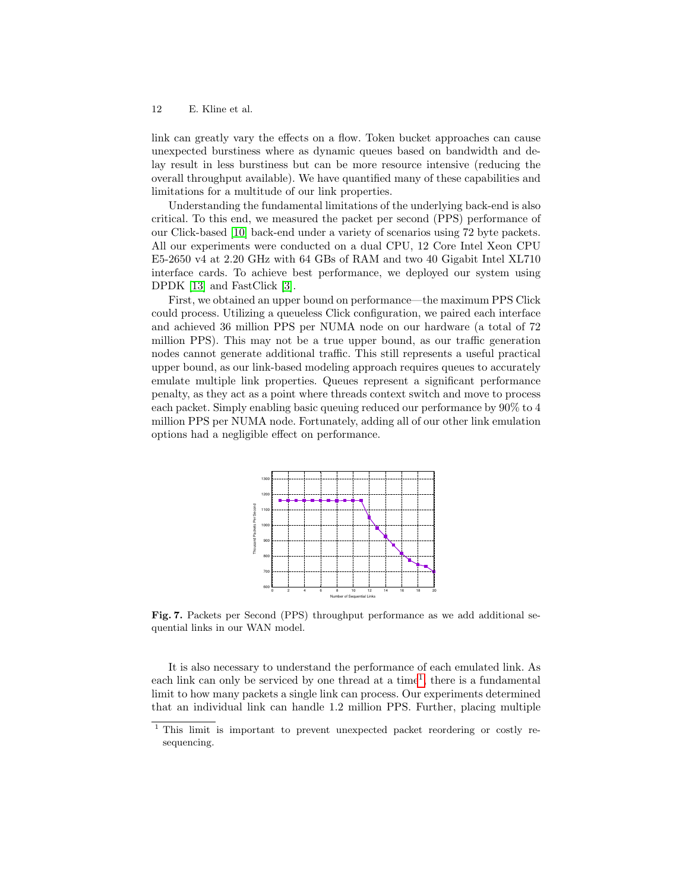link can greatly vary the effects on a flow. Token bucket approaches can cause unexpected burstiness where as dynamic queues based on bandwidth and delay result in less burstiness but can be more resource intensive (reducing the overall throughput available). We have quantified many of these capabilities and limitations for a multitude of our link properties.

Understanding the fundamental limitations of the underlying back-end is also critical. To this end, we measured the packet per second (PPS) performance of our Click-based [10] back-end under a variety of scenarios using 72 byte packets. All our experiments were conducted on a dual CPU, 12 Core Intel Xeon CPU E5-2650 v4 at 2.20 GHz with 64 GBs of RAM and two 40 Gigabit Intel XL710 interface cards. To achieve best performance, we deployed our system using DPDK [13] and FastClick [3].

First, we obtained an upper bound on performance—the maximum PPS Click could process. Utilizing a queueless Click configuration, we paired each interface and achieved 36 million PPS per NUMA node on our hardware (a total of 72 million PPS). This may not be a true upper bound, as our traffic generation nodes cannot generate additional traffic. This still represents a useful practical upper bound, as our link-based modeling approach requires queues to accurately emulate multiple link properties. Queues represent a significant performance penalty, as they act as a point where threads context switch and move to process each packet. Simply enabling basic queuing reduced our performance by 90% to 4 million PPS per NUMA node. Fortunately, adding all of our other link emulation options had a negligible effect on performance.

**Fig. 7.** Packets per Second (PPS) throughput performance as we add additional sequential links in our WAN model.

It is also necessary to understand the performance of each emulated link. As each link can only be serviced by one thread at a time[1], there is a fundamental limit to how many packets a single link can process. Our experiments determined that an individual link can handle 1.2 million PPS. Further, placing multiple

[1] This limit is important to prevent unexpected packet reordering or costly resequencing.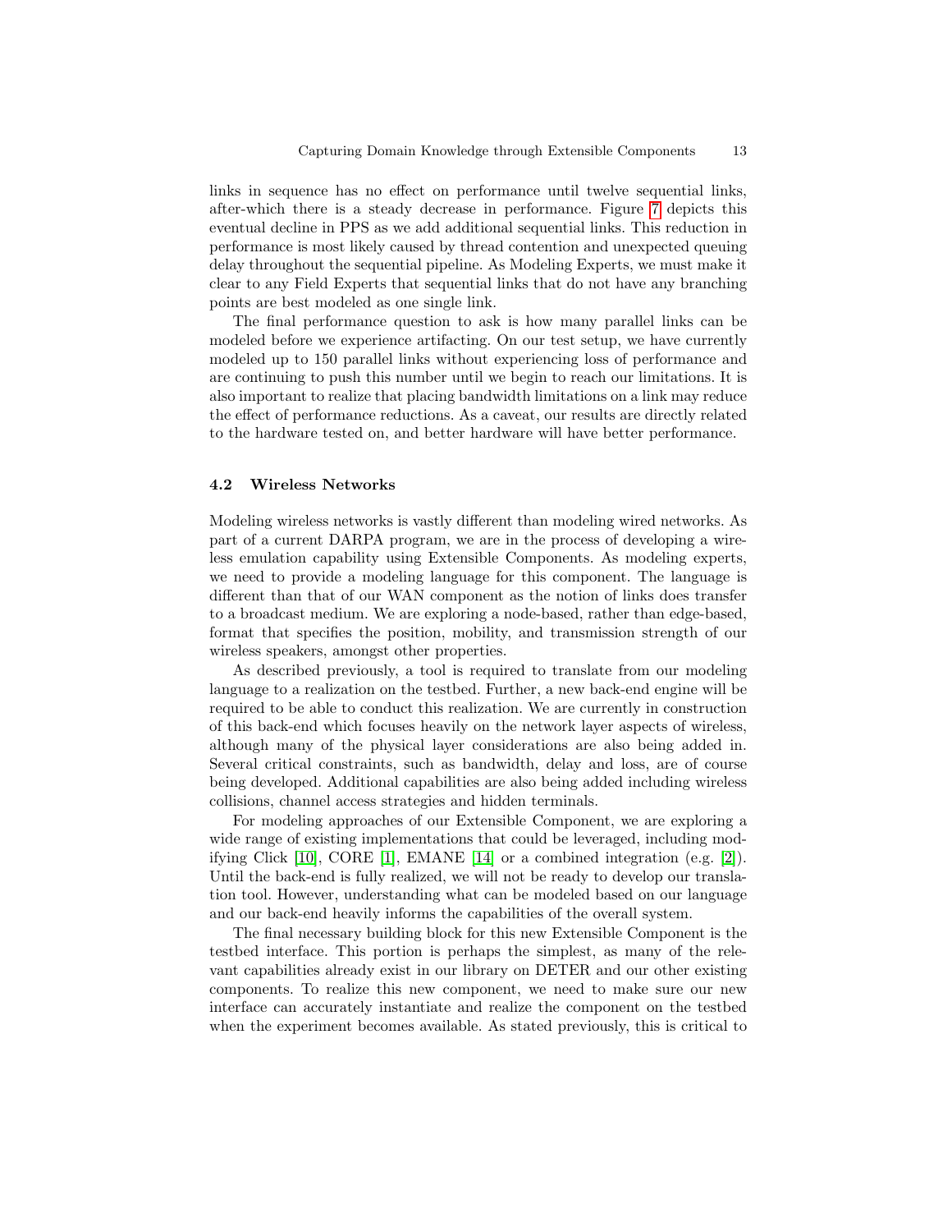links in sequence has no effect on performance until twelve sequential links, after-which there is a steady decrease in performance. Figure 7 depicts this eventual decline in PPS as we add additional sequential links. This reduction in performance is most likely caused by thread contention and unexpected queuing delay throughout the sequential pipeline. As Modeling Experts, we must make it clear to any Field Experts that sequential links that do not have any branching points are best modeled as one single link.

The final performance question to ask is how many parallel links can be modeled before we experience artifacting. On our test setup, we have currently modeled up to 150 parallel links without experiencing loss of performance and are continuing to push this number until we begin to reach our limitations. It is also important to realize that placing bandwidth limitations on a link may reduce the effect of performance reductions. As a caveat, our results are directly related to the hardware tested on, and better hardware will have better performance.

### 4.2 Wireless Networks

Modeling wireless networks is vastly different than modeling wired networks. As part of a current DARPA program, we are in the process of developing a wireless emulation capability using Extensible Components. As modeling experts, we need to provide a modeling language for this component. The language is different than that of our WAN component as the notion of links does transfer to a broadcast medium. We are exploring a node-based, rather than edge-based, format that specifies the position, mobility, and transmission strength of our wireless speakers, amongst other properties.

As described previously, a tool is required to translate from our modeling language to a realization on the testbed. Further, a new back-end engine will be required to be able to conduct this realization. We are currently in construction of this back-end which focuses heavily on the network layer aspects of wireless, although many of the physical layer considerations are also being added in. Several critical constraints, such as bandwidth, delay and loss, are of course being developed. Additional capabilities are also being added including wireless collisions, channel access strategies and hidden terminals.

For modeling approaches of our Extensible Component, we are exploring a wide range of existing implementations that could be leveraged, including modifying Click [10], CORE [1], EMANE [14] or a combined integration (e.g. [2]). Until the back-end is fully realized, we will not be ready to develop our translation tool. However, understanding what can be modeled based on our language and our back-end heavily informs the capabilities of the overall system.

The final necessary building block for this new Extensible Component is the testbed interface. This portion is perhaps the simplest, as many of the relevant capabilities already exist in our library on DETER and our other existing components. To realize this new component, we need to make sure our new interface can accurately instantiate and realize the component on the testbed when the experiment becomes available. As stated previously, this is critical to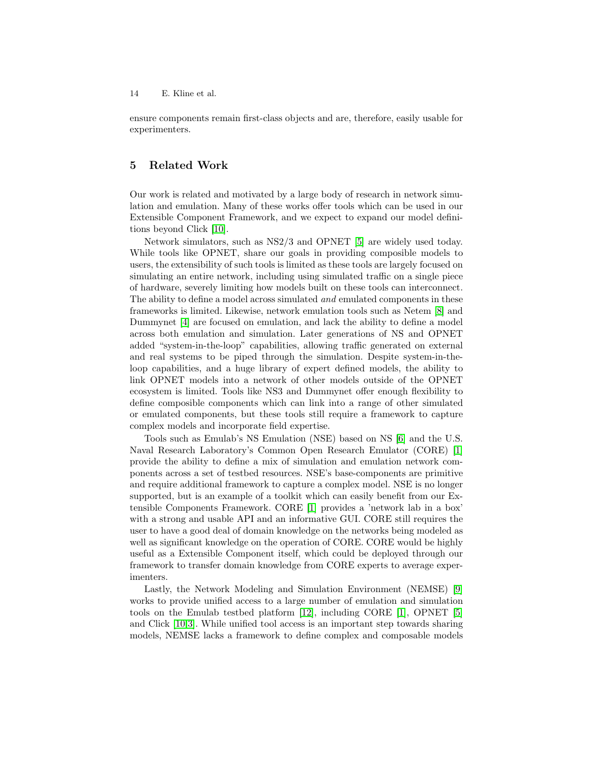ensure components remain first-class objects and are, therefore, easily usable for experimenters.

## 5 Related Work

Our work is related and motivated by a large body of research in network simulation and emulation. Many of these works offer tools which can be used in our Extensible Component Framework, and we expect to expand our model definitions beyond Click [10].

Network simulators, such as NS2/3 and OPNET [5] are widely used today. While tools like OPNET, share our goals in providing composible models to users, the extensibility of such tools is limited as these tools are largely focused on simulating an entire network, including using simulated traffic on a single piece of hardware, severely limiting how models built on these tools can interconnect. The ability to define a model across simulated *and* emulated components in these frameworks is limited. Likewise, network emulation tools such as Netem [8] and Dummynet [4] are focused on emulation, and lack the ability to define a model across both emulation and simulation. Later generations of NS and OPNET added "system-in-the-loop" capabilities, allowing traffic generated on external and real systems to be piped through the simulation. Despite system-in-the-loop capabilities, and a huge library of expert defined models, the ability to link OPNET models into a network of other models outside of the OPNET ecosystem is limited. Tools like NS3 and Dummynet offer enough flexibility to define composible components which can link into a range of other simulated or emulated components, but these tools still require a framework to capture complex models and incorporate field expertise.

Tools such as Emulab's NS Emulation (NSE) based on NS [6] and the U.S. Naval Research Laboratory's Common Open Research Emulator (CORE) [1] provide the ability to define a mix of simulation and emulation network components across a set of testbed resources. NSE's base-components are primitive and require additional framework to capture a complex model. NSE is no longer supported, but is an example of a toolkit which can easily benefit from our Extensible Components Framework. CORE [1] provides a 'network lab in a box' with a strong and usable API and an informative GUI. CORE still requires the user to have a good deal of domain knowledge on the networks being modeled as well as significant knowledge on the operation of CORE. CORE would be highly useful as a Extensible Component itself, which could be deployed through our framework to transfer domain knowledge from CORE experts to average experimenters.

Lastly, the Network Modeling and Simulation Environment (NEMSE) [9] works to provide unified access to a large number of emulation and simulation tools on the Emulab testbed platform [12], including CORE [1], OPNET [5] and Click [10,3]. While unified tool access is an important step towards sharing models, NEMSE lacks a framework to define complex and composable models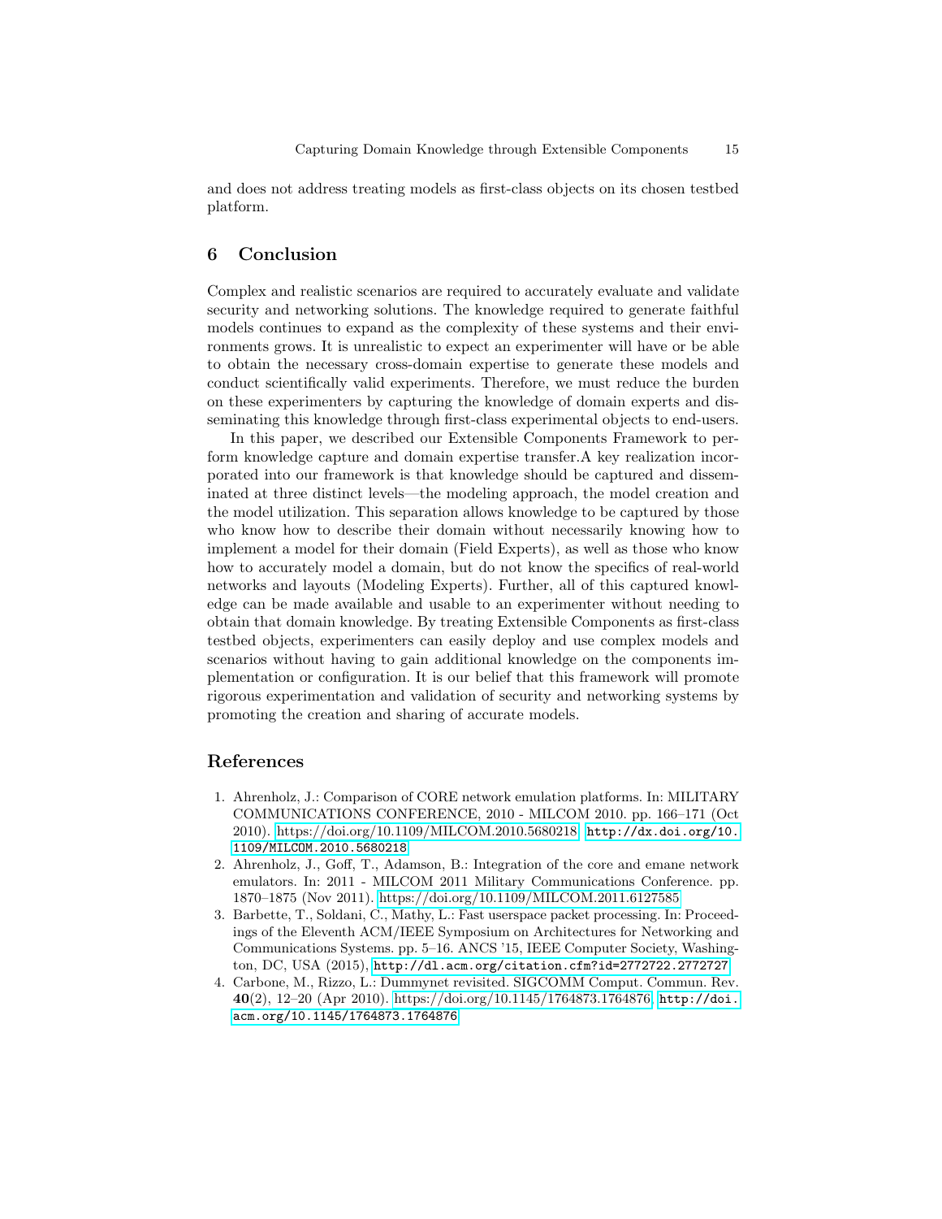and does not address treating models as first-class objects on its chosen testbed platform.

## 6 Conclusion

Complex and realistic scenarios are required to accurately evaluate and validate security and networking solutions. The knowledge required to generate faithful models continues to expand as the complexity of these systems and their environments grows. It is unrealistic to expect an experimenter will have or be able to obtain the necessary cross-domain expertise to generate these models and conduct scientifically valid experiments. Therefore, we must reduce the burden on these experimenters by capturing the knowledge of domain experts and disseminating this knowledge through first-class experimental objects to end-users.

In this paper, we described our Extensible Components Framework to perform knowledge capture and domain expertise transfer.A key realization incorporated into our framework is that knowledge should be captured and disseminated at three distinct levels—the modeling approach, the model creation and the model utilization. This separation allows knowledge to be captured by those who know how to describe their domain without necessarily knowing how to implement a model for their domain (Field Experts), as well as those who know how to accurately model a domain, but do not know the specifics of real-world networks and layouts (Modeling Experts). Further, all of this captured knowledge can be made available and usable to an experimenter without needing to obtain that domain knowledge. By treating Extensible Components as first-class testbed objects, experimenters can easily deploy and use complex models and scenarios without having to gain additional knowledge on the components implementation or configuration. It is our belief that this framework will promote rigorous experimentation and validation of security and networking systems by promoting the creation and sharing of accurate models.

## References

1. Ahrenholz, J.: Comparison of CORE network emulation platforms. In: MILITARY COMMUNICATIONS CONFERENCE, 2010 - MILCOM 2010. pp. 166–171 (Oct 2010). https://doi.org/10.1109/MILCOM.2010.5680218, `http://dx.doi.org/10.1109/MILCOM.2010.5680218`
2. Ahrenholz, J., Goff, T., Adamson, B.: Integration of the core and emane network emulators. In: 2011 - MILCOM 2011 Military Communications Conference. pp. 1870–1875 (Nov 2011). https://doi.org/10.1109/MILCOM.2011.6127585
3. Barbette, T., Soldani, C., Mathy, L.: Fast userspace packet processing. In: Proceedings of the Eleventh ACM/IEEE Symposium on Architectures for Networking and Communications Systems. pp. 5–16. ANCS '15, IEEE Computer Society, Washington, DC, USA (2015), `http://dl.acm.org/citation.cfm?id=2772722.2772727`
4. Carbone, M., Rizzo, L.: Dummynet revisited. SIGCOMM Comput. Commun. Rev. **40**(2), 12–20 (Apr 2010). https://doi.org/10.1145/1764873.1764876, `http://doi.acm.org/10.1145/1764873.1764876`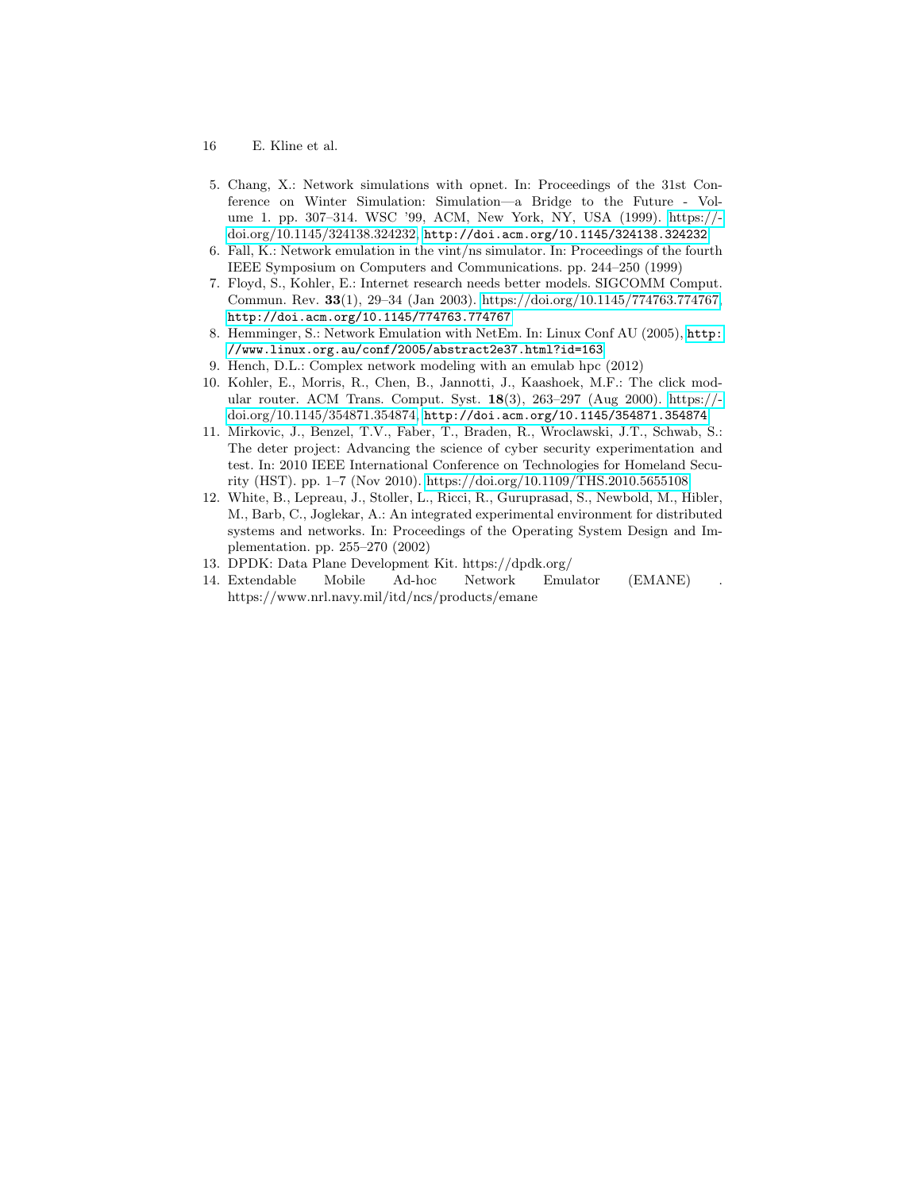5. Chang, X.: Network simulations with opnet. In: Proceedings of the 31st Conference on Winter Simulation: Simulation—a Bridge to the Future - Volume 1. pp. 307–314. WSC '99, ACM, New York, NY, USA (1999). https://doi.org/10.1145/324138.324232, http://doi.acm.org/10.1145/324138.324232
6. Fall, K.: Network emulation in the vint/ns simulator. In: Proceedings of the fourth IEEE Symposium on Computers and Communications. pp. 244–250 (1999)
7. Floyd, S., Kohler, E.: Internet research needs better models. SIGCOMM Comput. Commun. Rev. **33**(1), 29–34 (Jan 2003). https://doi.org/10.1145/774763.774767, http://doi.acm.org/10.1145/774763.774767
8. Hemminger, S.: Network Emulation with NetEm. In: Linux Conf AU (2005), http://www.linux.org.au/conf/2005/abstract2e37.html?id=163
9. Hench, D.L.: Complex network modeling with an emulab hpc (2012)
10. Kohler, E., Morris, R., Chen, B., Jannotti, J., Kaashoek, M.F.: The click modular router. ACM Trans. Comput. Syst. **18**(3), 263–297 (Aug 2000). https://doi.org/10.1145/354871.354874, http://doi.acm.org/10.1145/354871.354874
11. Mirkovic, J., Benzel, T.V., Faber, T., Braden, R., Wroclawski, J.T., Schwab, S.: The deter project: Advancing the science of cyber security experimentation and test. In: 2010 IEEE International Conference on Technologies for Homeland Security (HST). pp. 1–7 (Nov 2010). https://doi.org/10.1109/THS.2010.5655108
12. White, B., Lepreau, J., Stoller, L., Ricci, R., Guruprasad, S., Newbold, M., Hibler, M., Barb, C., Joglekar, A.: An integrated experimental environment for distributed systems and networks. In: Proceedings of the Operating System Design and Implementation. pp. 255–270 (2002)
13. DPDK: Data Plane Development Kit. https://dpdk.org/
14. Extendable Mobile Ad-hoc Network Emulator (EMANE) . https://www.nrl.navy.mil/itd/ncs/products/emane